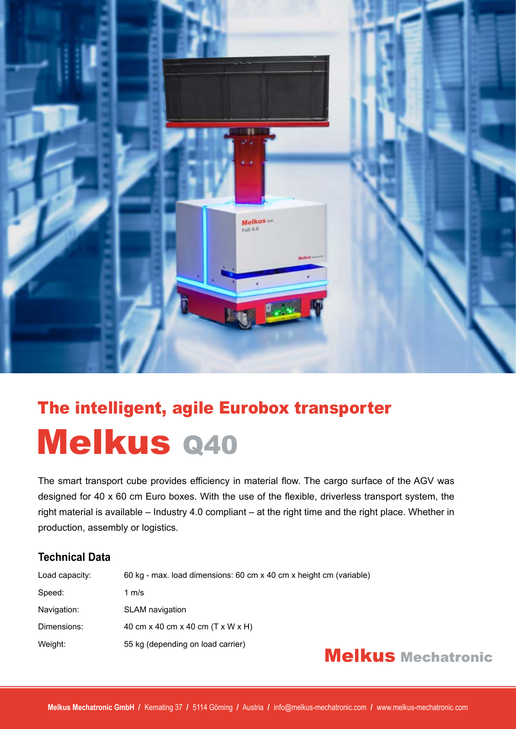## The intelligent, agile Eurobox transporter

# Melkus Q40

The smart transport cube provides efficiency in material flow. The cargo surface of the AGV was designed for 40 x 60 cm Euro boxes. With the use of the flexible, driverless transport system, the right material is available – Industry 4.0 compliant – at the right time and the right place. Whether in production, assembly or logistics.

### Technical Data

| | |
|---|---|
| Load capacity: | 60 kg - max. load dimensions: 60 cm x 40 cm x height cm (variable) |
| Speed: | 1 m/s |
| Navigation: | SLAM navigation |
| Dimensions: | 40 cm x 40 cm x 40 cm (T x W x H) |
| Weight: | 55 kg (depending on load carrier) |

**Melkus Mechatronic**

**Melkus Mechatronic GmbH** / Kemating 37 / 5114 Göming / Austria / info@melkus-mechatronic.com / www.melkus-mechatronic.com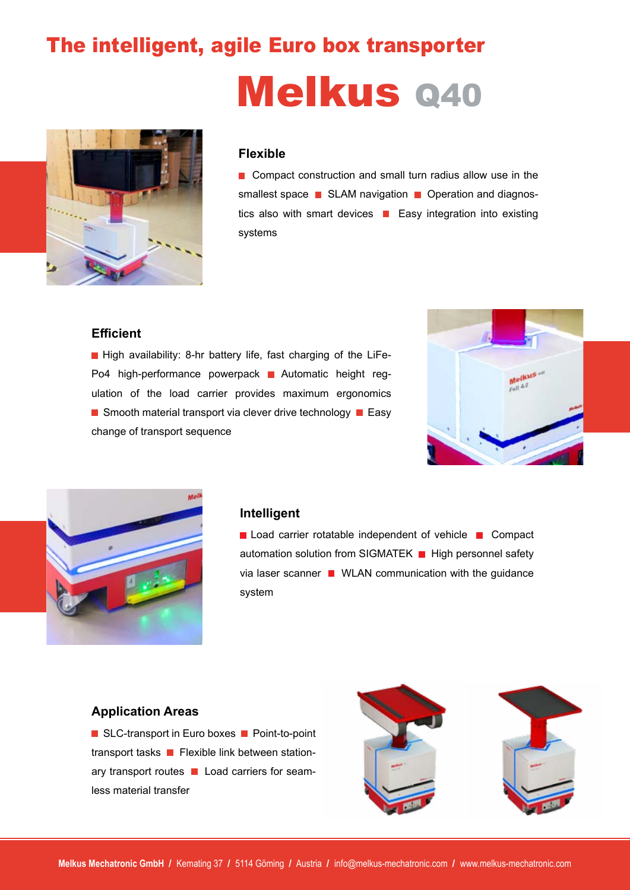## The intelligent, agile Euro box transporter

# Melkus Q40

### Flexible

■ Compact construction and small turn radius allow use in the smallest space ■ SLAM navigation ■ Operation and diagnostics also with smart devices ■ Easy integration into existing systems

### Efficient

■ High availability: 8-hr battery life, fast charging of the LiFePo4 high-performance powerpack ■ Automatic height regulation of the load carrier provides maximum ergonomics ■ Smooth material transport via clever drive technology ■ Easy change of transport sequence

### Intelligent

■ Load carrier rotatable independent of vehicle ■ Compact automation solution from SIGMATEK ■ High personnel safety via laser scanner ■ WLAN communication with the guidance system

### Application Areas

■ SLC-transport in Euro boxes ■ Point-to-point transport tasks ■ Flexible link between stationary transport routes ■ Load carriers for seamless material transfer

**Melkus Mechatronic GmbH** / Kemating 37 / 5114 Göming / Austria / info@melkus-mechatronic.com / www.melkus-mechatronic.com